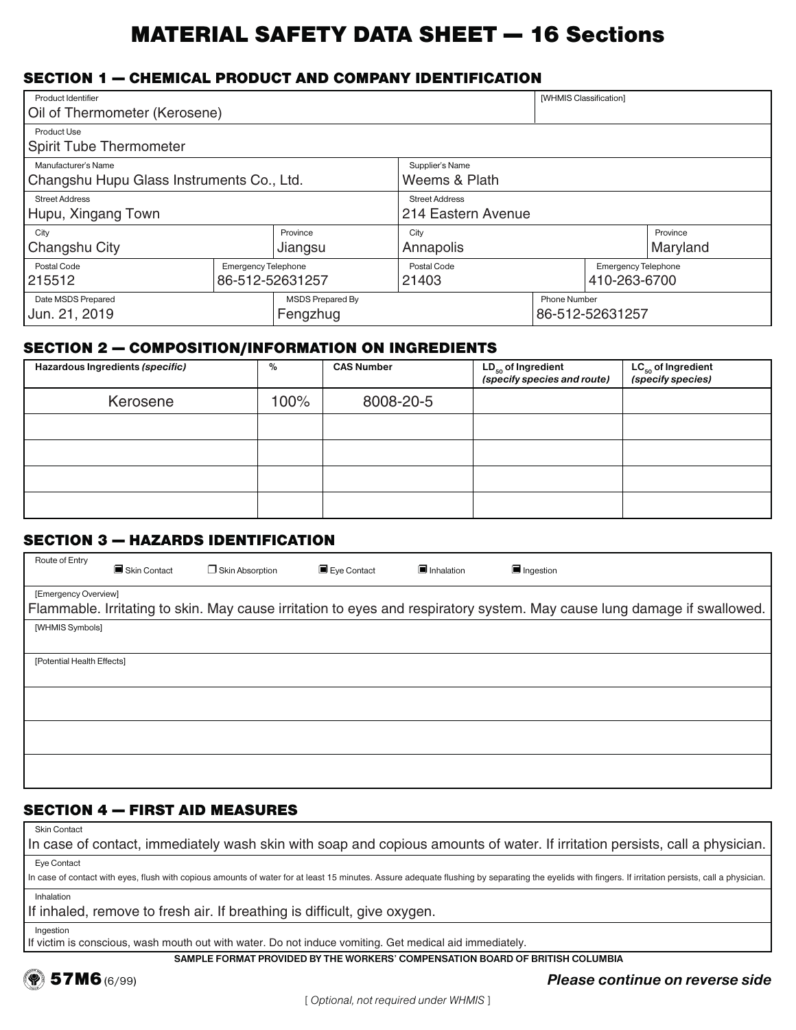# MATERIAL SAFETY DATA SHEET — 16 Sections

## SECTION 1 — CHEMICAL PRODUCT AND COMPANY IDENTIFICATION

| Field | Value |
|---|---|
| Product Identifier | Oil of Thermometer (Kerosene) |
| [WHMIS Classification] | |
| Product Use | Spirit Tube Thermometer |
| Manufacturer's Name | Changshu Hupu Glass Instruments Co., Ltd. |
| Street Address | Hupu, Xingang Town |
| City | Changshu City |
| Province | Jiangsu |
| Postal Code | 215512 |
| Emergency Telephone | 86-512-52631257 |
| Supplier's Name | Weems & Plath |
| Street Address | 214 Eastern Avenue |
| City | Annapolis |
| Province | Maryland |
| Postal Code | 21403 |
| Emergency Telephone | 410-263-6700 |
| Date MSDS Prepared | Jun. 21, 2019 |
| MSDS Prepared By | Fengzhug |
| Phone Number | 86-512-52631257 |

## SECTION 2 — COMPOSITION/INFORMATION ON INGREDIENTS

| Hazardous Ingredients *(specific)* | % | CAS Number | $LD_{50}$ of Ingredient *(specify species and route)* | $LC_{50}$ of Ingredient *(specify species)* |
|---|---|---|---|---|
| Kerosene | 100% | 8008-20-5 | | |
| | | | | |
| | | | | |
| | | | | |
| | | | | |

## SECTION 3 — HAZARDS IDENTIFICATION

Route of Entry

- ■ Skin Contact
- ☐ Skin Absorption
- ■ Eye Contact
- ■ Inhalation
- ■ Ingestion

[Emergency Overview]

Flammable. Irritating to skin. May cause irritation to eyes and respiratory system. May cause lung damage if swallowed.

[WHMIS Symbols]

[Potential Health Effects]

## SECTION 4 — FIRST AID MEASURES

**Skin Contact**

In case of contact, immediately wash skin with soap and copious amounts of water. If irritation persists, call a physician.

**Eye Contact**

In case of contact with eyes, flush with copious amounts of water for at least 15 minutes. Assure adequate flushing by separating the eyelids with fingers. If irritation persists, call a physician.

**Inhalation**

If inhaled, remove to fresh air. If breathing is difficult, give oxygen.

**Ingestion**

If victim is conscious, wash mouth out with water. Do not induce vomiting. Get medical aid immediately.

SAMPLE FORMAT PROVIDED BY THE WORKERS' COMPENSATION BOARD OF BRITISH COLUMBIA

57M6 (6/99)

*Please continue on reverse side*

[ *Optional, not required under WHMIS* ]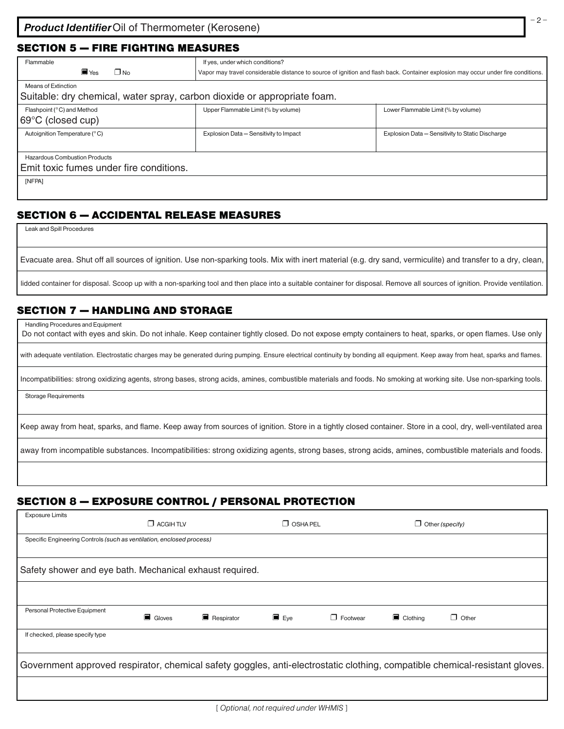**Product Identifier** Oil of Thermometer (Kerosene)

## SECTION 5 — FIRE FIGHTING MEASURES

| Flammable | If yes, under which conditions? | |
|---|---|---|
| ■ Yes ☐ No | Vapor may travel considerable distance to source of ignition and flash back. Container explosion may occur under fire conditions. | |

**Means of Extinction**

Suitable: dry chemical, water spray, carbon dioxide or appropriate foam.

| Flashpoint (°C) and Method | Upper Flammable Limit (% by volume) | Lower Flammable Limit (% by volume) |
|---|---|---|
| 69°C (closed cup) | | |
| **Autoignition Temperature (°C)** | **Explosion Data — Sensitivity to Impact** | **Explosion Data — Sensitivity to Static Discharge** |
| | | |

**Hazardous Combustion Products**

Emit toxic fumes under fire conditions.

[NFPA]

## SECTION 6 — ACCIDENTAL RELEASE MEASURES

**Leak and Spill Procedures**

Evacuate area. Shut off all sources of ignition. Use non-sparking tools. Mix with inert material (e.g. dry sand, vermiculite) and transfer to a dry, clean, lidded container for disposal. Scoop up with a non-sparking tool and then place into a suitable container for disposal. Remove all sources of ignition. Provide ventilation.

## SECTION 7 — HANDLING AND STORAGE

**Handling Procedures and Equipment**

Do not contact with eyes and skin. Do not inhale. Keep container tightly closed. Do not expose empty containers to heat, sparks, or open flames. Use only with adequate ventilation. Electrostatic charges may be generated during pumping. Ensure electrical continuity by bonding all equipment. Keep away from heat, sparks and flames. Incompatibilities: strong oxidizing agents, strong bases, strong acids, amines, combustible materials and foods. No smoking at working site. Use non-sparking tools.

**Storage Requirements**

Keep away from heat, sparks, and flame. Keep away from sources of ignition. Store in a tightly closed container. Store in a cool, dry, well-ventilated area away from incompatible substances. Incompatibilities: strong oxidizing agents, strong bases, strong acids, amines, combustible materials and foods.

## SECTION 8 — EXPOSURE CONTROL / PERSONAL PROTECTION

**Exposure Limits** ☐ ACGIH TLV ☐ OSHA PEL ☐ Other *(specify)*

**Specific Engineering Controls** *(such as ventilation, enclosed process)*

Safety shower and eye bath. Mechanical exhaust required.

**Personal Protective Equipment** ■ Gloves ■ Respirator ■ Eye ☐ Footwear ■ Clothing ☐ Other

**If checked, please specify type**

Government approved respirator, chemical safety goggles, anti-electrostatic clothing, compatible chemical-resistant gloves.

[ *Optional, not required under WHMIS* ]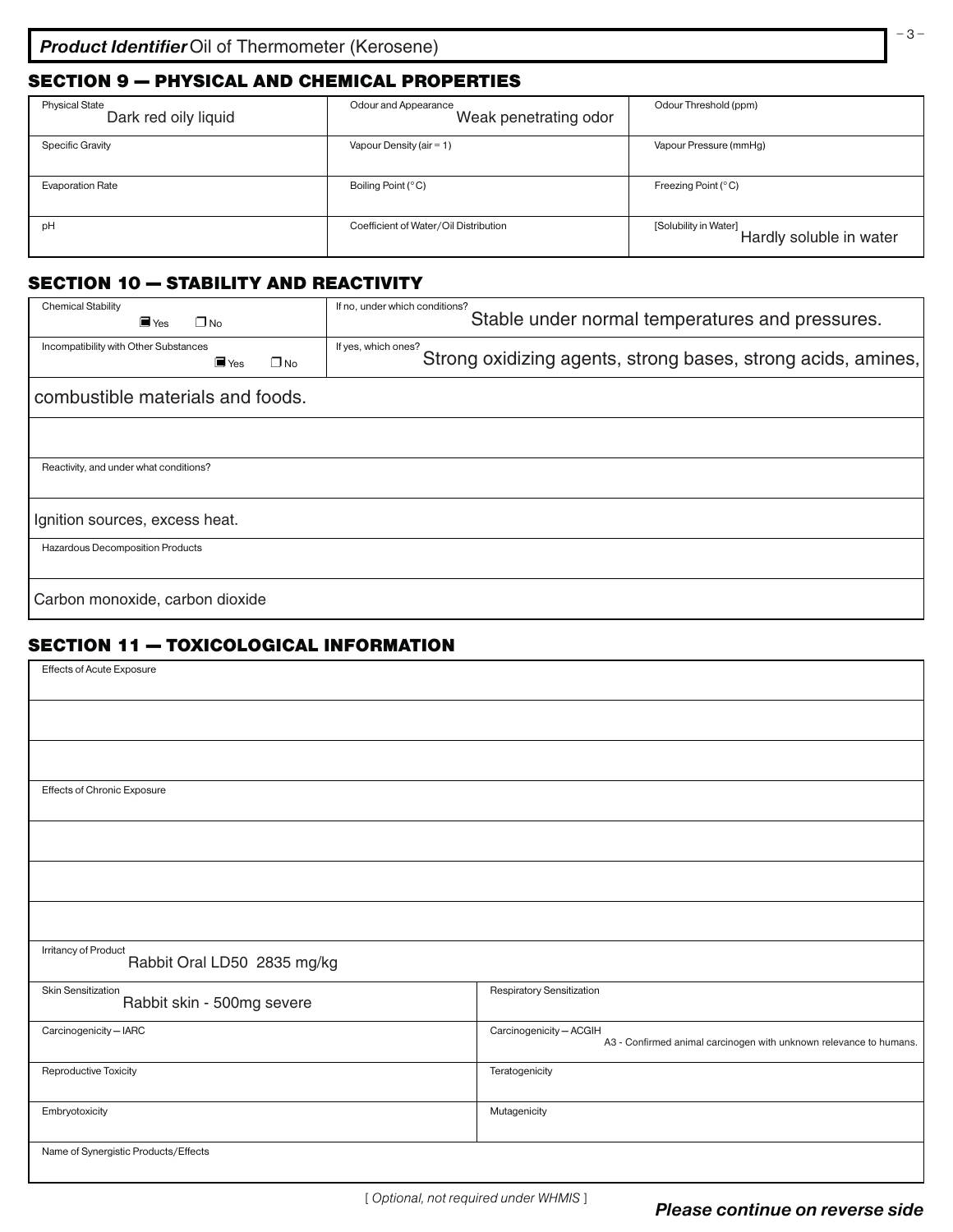**Product Identifier** Oil of Thermometer (Kerosene)

## SECTION 9 — PHYSICAL AND CHEMICAL PROPERTIES

| Physical State | Odour and Appearance | Odour Threshold (ppm) |
|---|---|---|
| Dark red oily liquid | Weak penetrating odor | |
| **Specific Gravity** | **Vapour Density (air = 1)** | **Vapour Pressure (mmHg)** |
| | | |
| **Evaporation Rate** | **Boiling Point (°C)** | **Freezing Point (°C)** |
| | | |
| **pH** | **Coefficient of Water/Oil Distribution** | **[Solubility in Water]** |
| | | Hardly soluble in water |

## SECTION 10 — STABILITY AND REACTIVITY

| Chemical Stability | If no, under which conditions? |
|---|---|
| ■ Yes ☐ No | Stable under normal temperatures and pressures. |

| Incompatibility with Other Substances | If yes, which ones? |
|---|---|
| ■ Yes ☐ No | Strong oxidizing agents, strong bases, strong acids, amines, |

combustible materials and foods.

Reactivity, and under what conditions?

Ignition sources, excess heat.

Hazardous Decomposition Products

Carbon monoxide, carbon dioxide

## SECTION 11 — TOXICOLOGICAL INFORMATION

Effects of Acute Exposure

Effects of Chronic Exposure

Irritancy of Product: Rabbit Oral LD50 2835 mg/kg

| Skin Sensitization | Respiratory Sensitization |
|---|---|
| Rabbit skin - 500mg severe | |
| **Carcinogenicity — IARC** | **Carcinogenicity — ACGIH** |
| | A3 - Confirmed animal carcinogen with unknown relevance to humans. |
| **Reproductive Toxicity** | **Teratogenicity** |
| | |
| **Embryotoxicity** | **Mutagenicity** |
| | |

Name of Synergistic Products/Effects

[ Optional, not required under WHMIS ]

*Please continue on reverse side*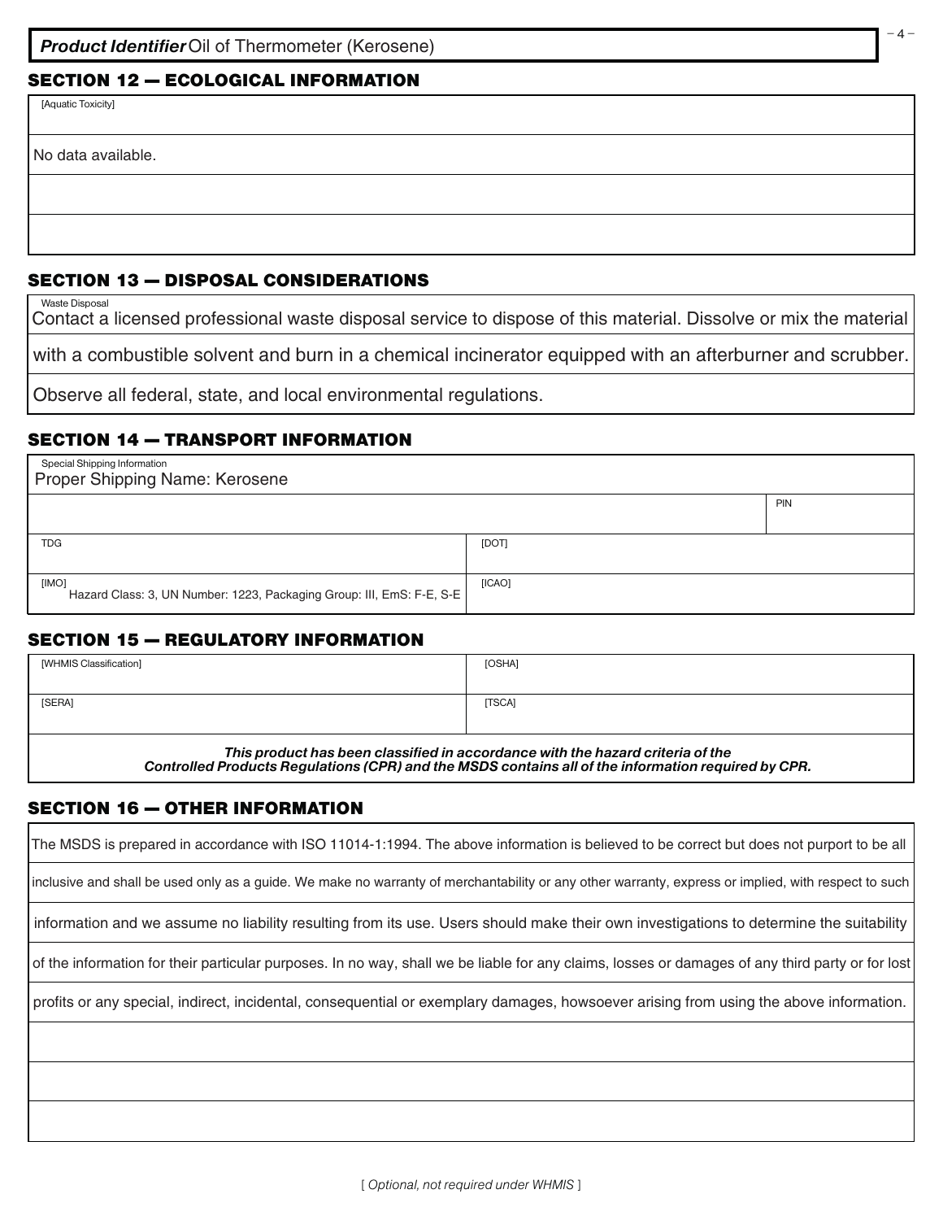**Product Identifier** Oil of Thermometer (Kerosene)

## SECTION 12 — ECOLOGICAL INFORMATION

[Aquatic Toxicity]

No data available.

## SECTION 13 — DISPOSAL CONSIDERATIONS

Waste Disposal

Contact a licensed professional waste disposal service to dispose of this material. Dissolve or mix the material with a combustible solvent and burn in a chemical incinerator equipped with an afterburner and scrubber. Observe all federal, state, and local environmental regulations.

## SECTION 14 — TRANSPORT INFORMATION

Special Shipping Information
Proper Shipping Name: Kerosene

| | |
|---|---|
| | PIN |
| TDG | [DOT] |
| [IMO] Hazard Class: 3, UN Number: 1223, Packaging Group: III, EmS: F-E, S-E | [ICAO] |

## SECTION 15 — REGULATORY INFORMATION

| | |
|---|---|
| [WHMIS Classification] | [OSHA] |
| [SERA] | [TSCA] |

***This product has been classified in accordance with the hazard criteria of the Controlled Products Regulations (CPR) and the MSDS contains all of the information required by CPR.***

## SECTION 16 — OTHER INFORMATION

The MSDS is prepared in accordance with ISO 11014-1:1994. The above information is believed to be correct but does not purport to be all inclusive and shall be used only as a guide. We make no warranty of merchantability or any other warranty, express or implied, with respect to such information and we assume no liability resulting from its use. Users should make their own investigations to determine the suitability of the information for their particular purposes. In no way, shall we be liable for any claims, losses or damages of any third party or for lost profits or any special, indirect, incidental, consequential or exemplary damages, howsoever arising from using the above information.

[ *Optional, not required under WHMIS* ]